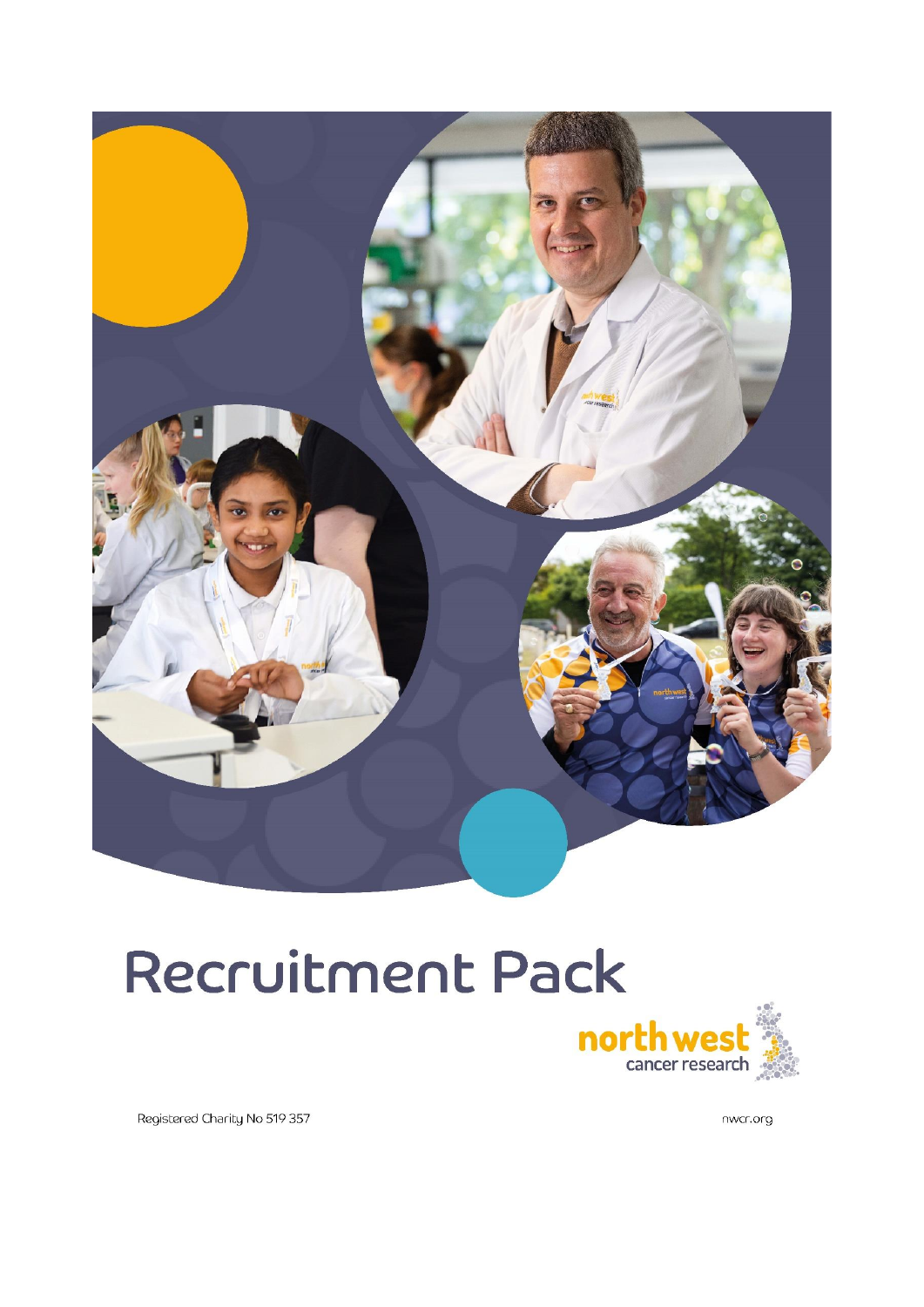# Recruitment Pack

north west cancer research

Registered Charity No 519 357

nwcr.org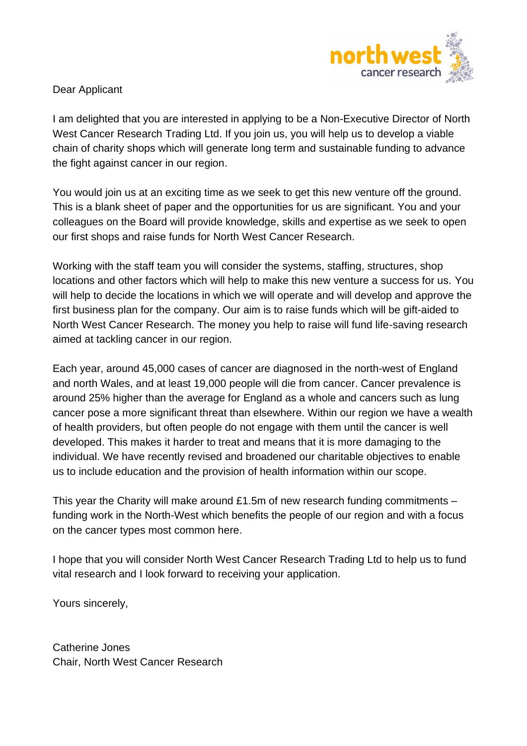Dear Applicant

I am delighted that you are interested in applying to be a Non-Executive Director of North West Cancer Research Trading Ltd. If you join us, you will help us to develop a viable chain of charity shops which will generate long term and sustainable funding to advance the fight against cancer in our region.

You would join us at an exciting time as we seek to get this new venture off the ground. This is a blank sheet of paper and the opportunities for us are significant. You and your colleagues on the Board will provide knowledge, skills and expertise as we seek to open our first shops and raise funds for North West Cancer Research.

Working with the staff team you will consider the systems, staffing, structures, shop locations and other factors which will help to make this new venture a success for us. You will help to decide the locations in which we will operate and will develop and approve the first business plan for the company. Our aim is to raise funds which will be gift-aided to North West Cancer Research. The money you help to raise will fund life-saving research aimed at tackling cancer in our region.

Each year, around 45,000 cases of cancer are diagnosed in the north-west of England and north Wales, and at least 19,000 people will die from cancer. Cancer prevalence is around 25% higher than the average for England as a whole and cancers such as lung cancer pose a more significant threat than elsewhere. Within our region we have a wealth of health providers, but often people do not engage with them until the cancer is well developed. This makes it harder to treat and means that it is more damaging to the individual. We have recently revised and broadened our charitable objectives to enable us to include education and the provision of health information within our scope.

This year the Charity will make around £1.5m of new research funding commitments – funding work in the North-West which benefits the people of our region and with a focus on the cancer types most common here.

I hope that you will consider North West Cancer Research Trading Ltd to help us to fund vital research and I look forward to receiving your application.

Yours sincerely,

Catherine Jones
Chair, North West Cancer Research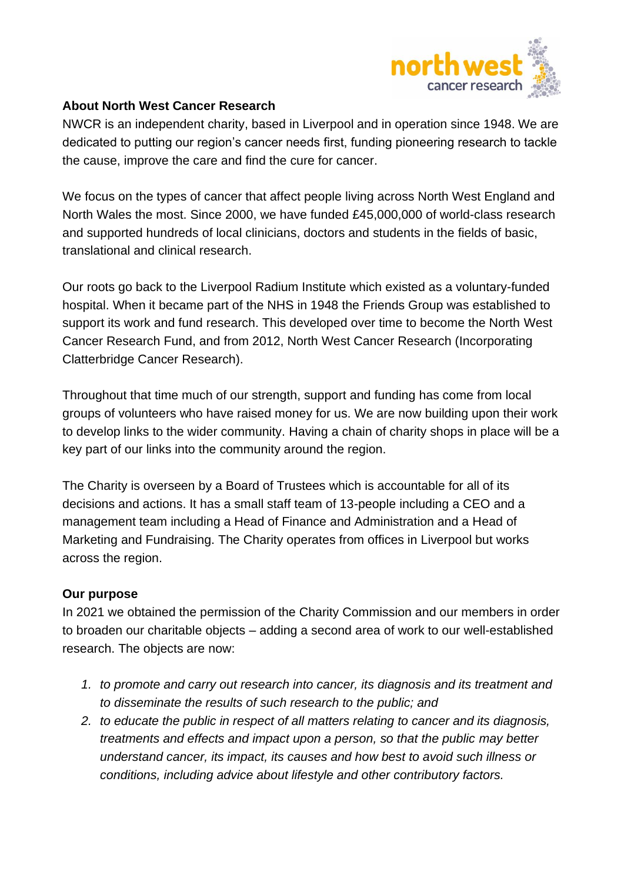**About North West Cancer Research**

NWCR is an independent charity, based in Liverpool and in operation since 1948. We are dedicated to putting our region's cancer needs first, funding pioneering research to tackle the cause, improve the care and find the cure for cancer.

We focus on the types of cancer that affect people living across North West England and North Wales the most. Since 2000, we have funded £45,000,000 of world-class research and supported hundreds of local clinicians, doctors and students in the fields of basic, translational and clinical research.

Our roots go back to the Liverpool Radium Institute which existed as a voluntary-funded hospital. When it became part of the NHS in 1948 the Friends Group was established to support its work and fund research. This developed over time to become the North West Cancer Research Fund, and from 2012, North West Cancer Research (Incorporating Clatterbridge Cancer Research).

Throughout that time much of our strength, support and funding has come from local groups of volunteers who have raised money for us. We are now building upon their work to develop links to the wider community. Having a chain of charity shops in place will be a key part of our links into the community around the region.

The Charity is overseen by a Board of Trustees which is accountable for all of its decisions and actions. It has a small staff team of 13-people including a CEO and a management team including a Head of Finance and Administration and a Head of Marketing and Fundraising. The Charity operates from offices in Liverpool but works across the region.

**Our purpose**

In 2021 we obtained the permission of the Charity Commission and our members in order to broaden our charitable objects – adding a second area of work to our well-established research. The objects are now:

1. *to promote and carry out research into cancer, its diagnosis and its treatment and to disseminate the results of such research to the public; and*
2. *to educate the public in respect of all matters relating to cancer and its diagnosis, treatments and effects and impact upon a person, so that the public may better understand cancer, its impact, its causes and how best to avoid such illness or conditions, including advice about lifestyle and other contributory factors.*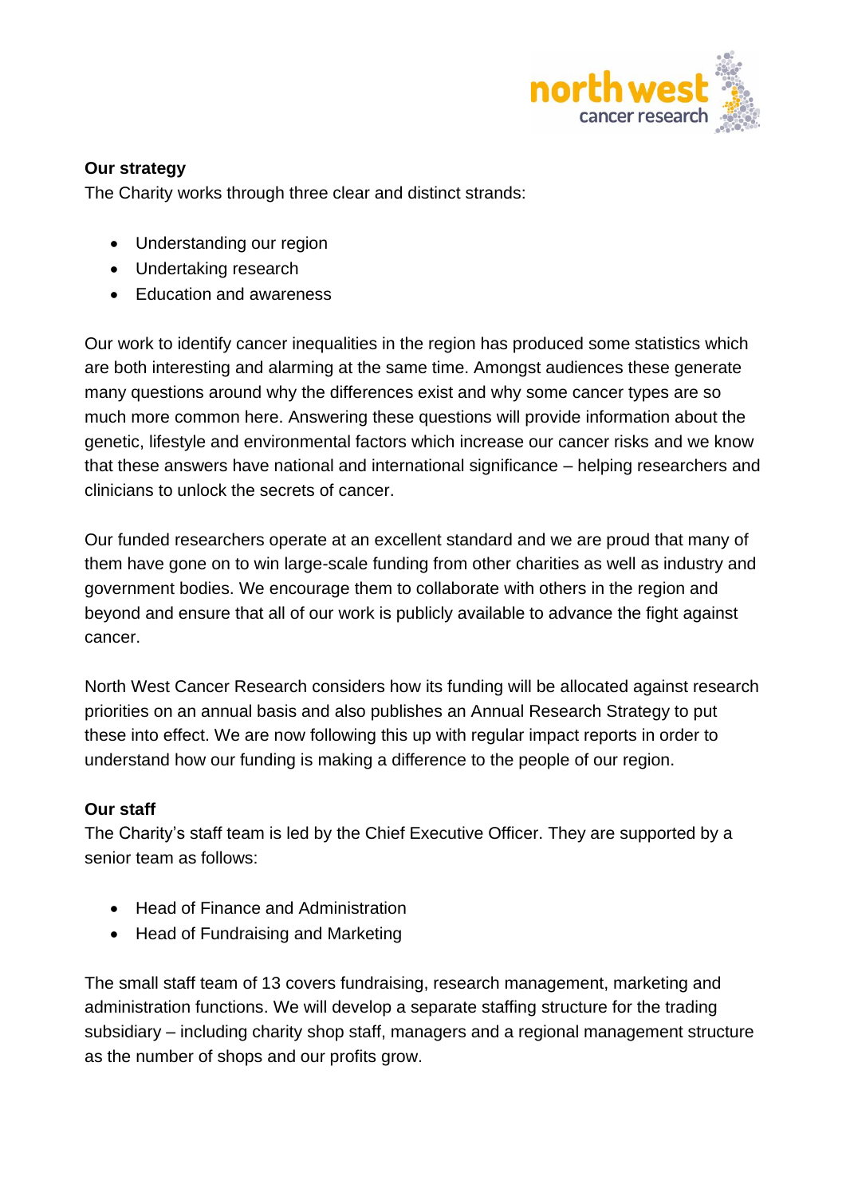**Our strategy**

The Charity works through three clear and distinct strands:

- Understanding our region
- Undertaking research
- Education and awareness

Our work to identify cancer inequalities in the region has produced some statistics which are both interesting and alarming at the same time. Amongst audiences these generate many questions around why the differences exist and why some cancer types are so much more common here. Answering these questions will provide information about the genetic, lifestyle and environmental factors which increase our cancer risks and we know that these answers have national and international significance – helping researchers and clinicians to unlock the secrets of cancer.

Our funded researchers operate at an excellent standard and we are proud that many of them have gone on to win large-scale funding from other charities as well as industry and government bodies. We encourage them to collaborate with others in the region and beyond and ensure that all of our work is publicly available to advance the fight against cancer.

North West Cancer Research considers how its funding will be allocated against research priorities on an annual basis and also publishes an Annual Research Strategy to put these into effect. We are now following this up with regular impact reports in order to understand how our funding is making a difference to the people of our region.

**Our staff**

The Charity's staff team is led by the Chief Executive Officer. They are supported by a senior team as follows:

- Head of Finance and Administration
- Head of Fundraising and Marketing

The small staff team of 13 covers fundraising, research management, marketing and administration functions. We will develop a separate staffing structure for the trading subsidiary – including charity shop staff, managers and a regional management structure as the number of shops and our profits grow.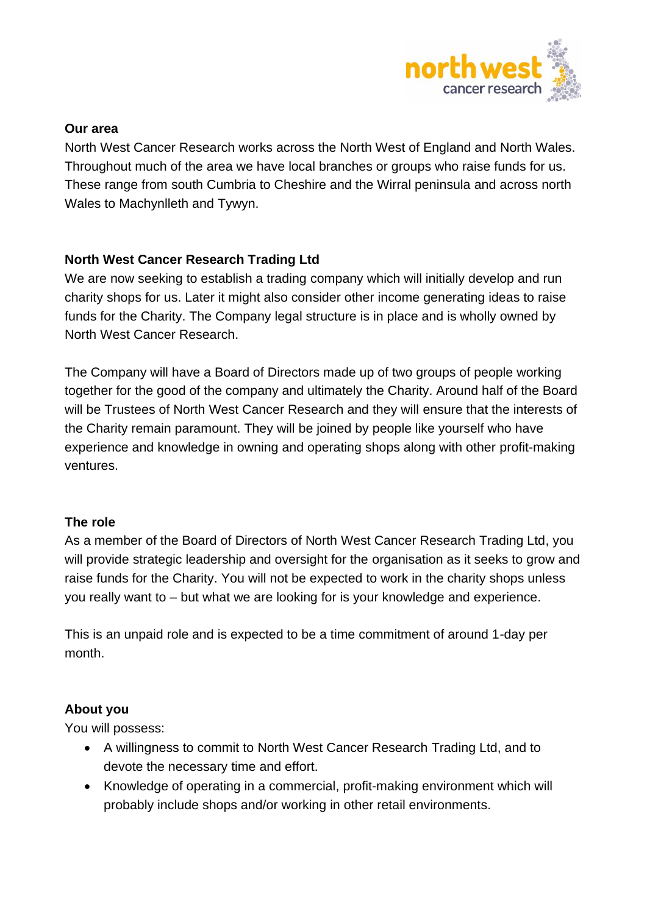### Our area

North West Cancer Research works across the North West of England and North Wales. Throughout much of the area we have local branches or groups who raise funds for us. These range from south Cumbria to Cheshire and the Wirral peninsula and across north Wales to Machynlleth and Tywyn.

### North West Cancer Research Trading Ltd

We are now seeking to establish a trading company which will initially develop and run charity shops for us. Later it might also consider other income generating ideas to raise funds for the Charity. The Company legal structure is in place and is wholly owned by North West Cancer Research.

The Company will have a Board of Directors made up of two groups of people working together for the good of the company and ultimately the Charity. Around half of the Board will be Trustees of North West Cancer Research and they will ensure that the interests of the Charity remain paramount. They will be joined by people like yourself who have experience and knowledge in owning and operating shops along with other profit-making ventures.

### The role

As a member of the Board of Directors of North West Cancer Research Trading Ltd, you will provide strategic leadership and oversight for the organisation as it seeks to grow and raise funds for the Charity. You will not be expected to work in the charity shops unless you really want to – but what we are looking for is your knowledge and experience.

This is an unpaid role and is expected to be a time commitment of around 1-day per month.

### About you

You will possess:

- A willingness to commit to North West Cancer Research Trading Ltd, and to devote the necessary time and effort.
- Knowledge of operating in a commercial, profit-making environment which will probably include shops and/or working in other retail environments.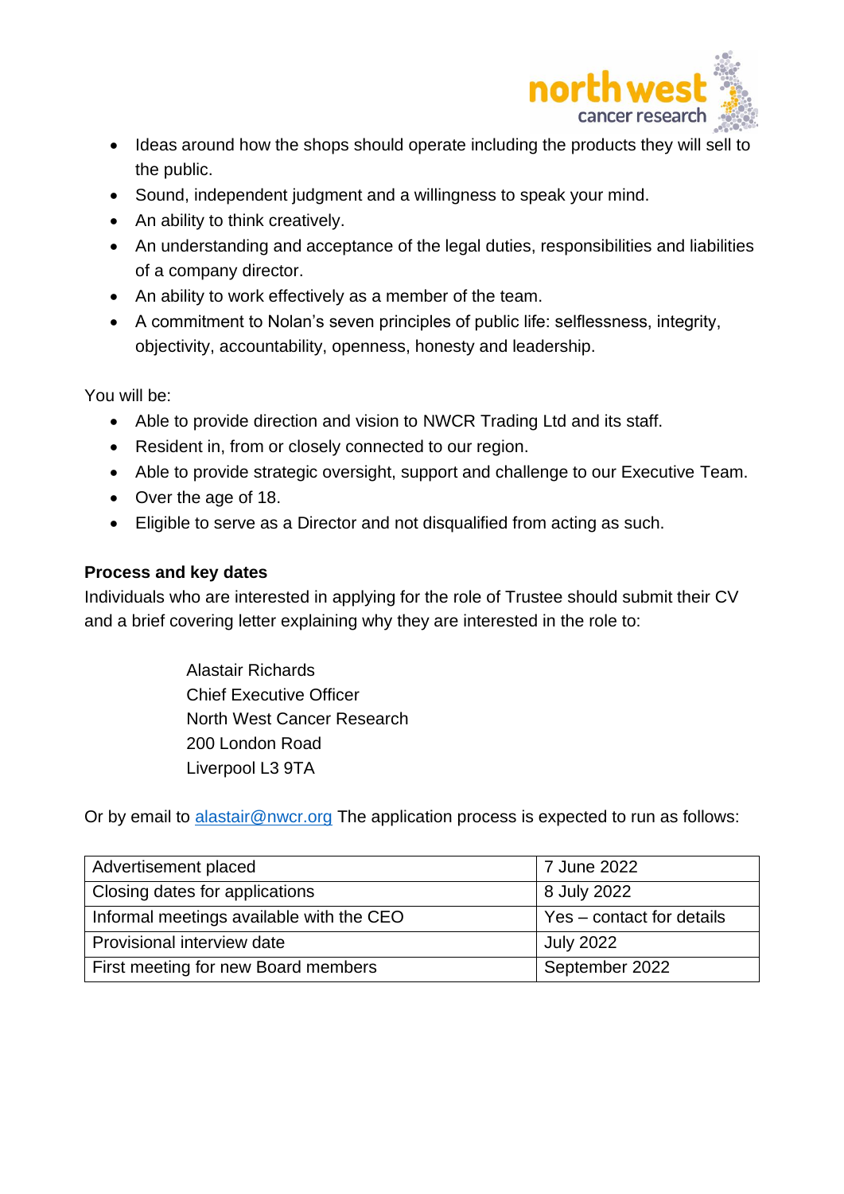- Ideas around how the shops should operate including the products they will sell to the public.
- Sound, independent judgment and a willingness to speak your mind.
- An ability to think creatively.
- An understanding and acceptance of the legal duties, responsibilities and liabilities of a company director.
- An ability to work effectively as a member of the team.
- A commitment to Nolan's seven principles of public life: selflessness, integrity, objectivity, accountability, openness, honesty and leadership.

You will be:

- Able to provide direction and vision to NWCR Trading Ltd and its staff.
- Resident in, from or closely connected to our region.
- Able to provide strategic oversight, support and challenge to our Executive Team.
- Over the age of 18.
- Eligible to serve as a Director and not disqualified from acting as such.

**Process and key dates**

Individuals who are interested in applying for the role of Trustee should submit their CV and a brief covering letter explaining why they are interested in the role to:

Alastair Richards
Chief Executive Officer
North West Cancer Research
200 London Road
Liverpool L3 9TA

Or by email to alastair@nwcr.org The application process is expected to run as follows:

| | |
|---|---|
| Advertisement placed | 7 June 2022 |
| Closing dates for applications | 8 July 2022 |
| Informal meetings available with the CEO | Yes – contact for details |
| Provisional interview date | July 2022 |
| First meeting for new Board members | September 2022 |